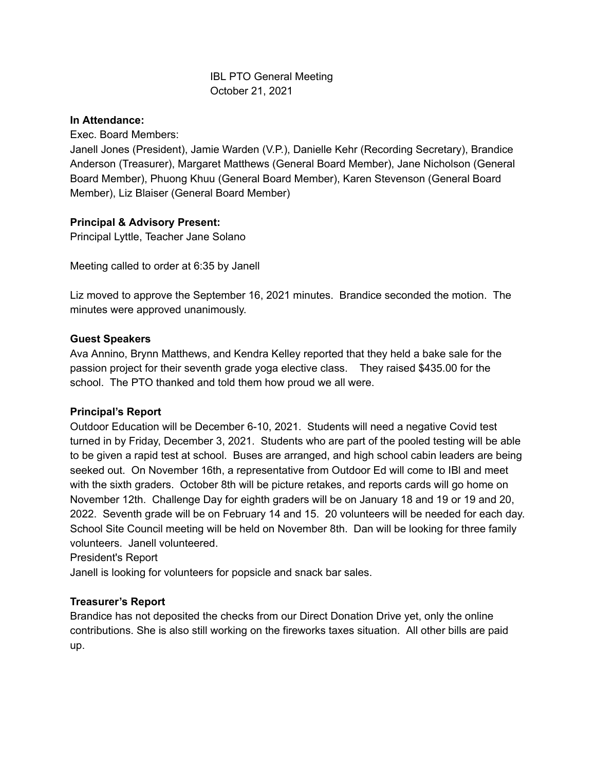IBL PTO General Meeting
October 21, 2021

**In Attendance:**

Exec. Board Members:

Janell Jones (President), Jamie Warden (V.P.), Danielle Kehr (Recording Secretary), Brandice Anderson (Treasurer), Margaret Matthews (General Board Member), Jane Nicholson (General Board Member), Phuong Khuu (General Board Member), Karen Stevenson (General Board Member), Liz Blaiser (General Board Member)

**Principal & Advisory Present:**

Principal Lyttle, Teacher Jane Solano

Meeting called to order at 6:35 by Janell

Liz moved to approve the September 16, 2021 minutes. Brandice seconded the motion. The minutes were approved unanimously.

**Guest Speakers**

Ava Annino, Brynn Matthews, and Kendra Kelley reported that they held a bake sale for the passion project for their seventh grade yoga elective class. They raised $435.00 for the school. The PTO thanked and told them how proud we all were.

**Principal's Report**

Outdoor Education will be December 6-10, 2021. Students will need a negative Covid test turned in by Friday, December 3, 2021. Students who are part of the pooled testing will be able to be given a rapid test at school. Buses are arranged, and high school cabin leaders are being seeked out. On November 16th, a representative from Outdoor Ed will come to IBl and meet with the sixth graders. October 8th will be picture retakes, and reports cards will go home on November 12th. Challenge Day for eighth graders will be on January 18 and 19 or 19 and 20, 2022. Seventh grade will be on February 14 and 15. 20 volunteers will be needed for each day. School Site Council meeting will be held on November 8th. Dan will be looking for three family volunteers. Janell volunteered.

President's Report

Janell is looking for volunteers for popsicle and snack bar sales.

**Treasurer's Report**

Brandice has not deposited the checks from our Direct Donation Drive yet, only the online contributions. She is also still working on the fireworks taxes situation. All other bills are paid up.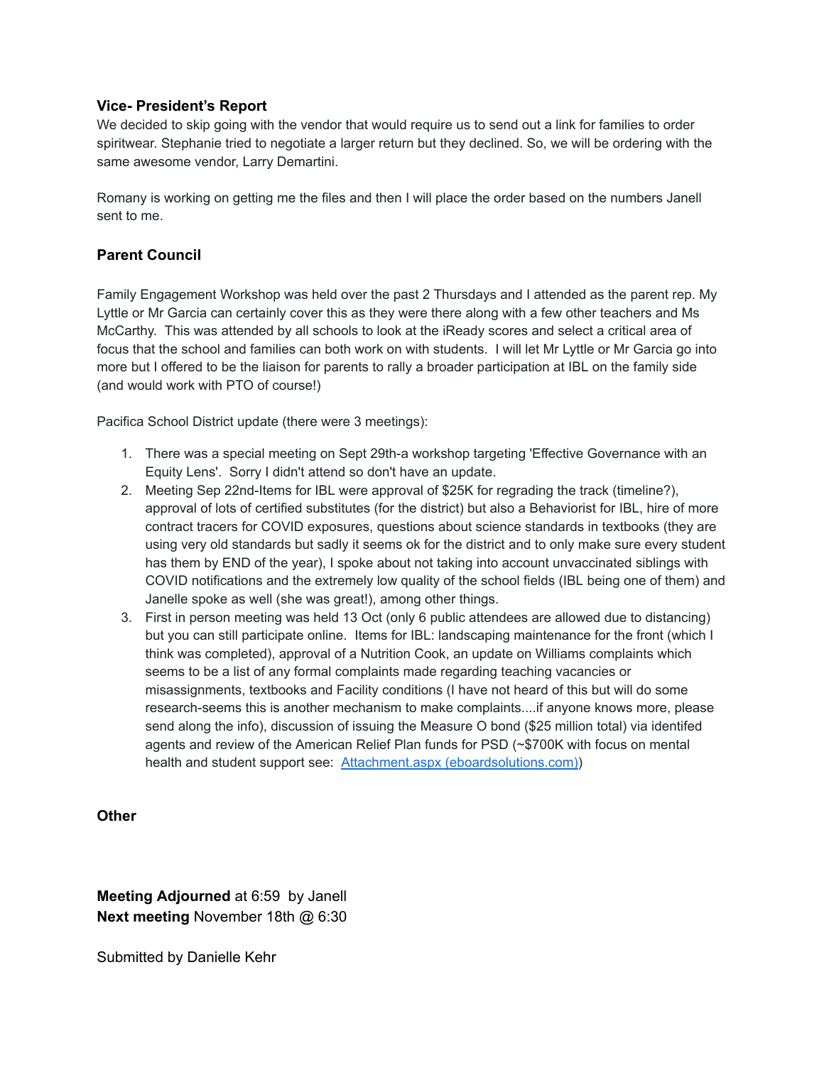**Vice- President's Report**

We decided to skip going with the vendor that would require us to send out a link for families to order spiritwear. Stephanie tried to negotiate a larger return but they declined. So, we will be ordering with the same awesome vendor, Larry Demartini.

Romany is working on getting me the files and then I will place the order based on the numbers Janell sent to me.

**Parent Council**

Family Engagement Workshop was held over the past 2 Thursdays and I attended as the parent rep. My Lyttle or Mr Garcia can certainly cover this as they were there along with a few other teachers and Ms McCarthy. This was attended by all schools to look at the iReady scores and select a critical area of focus that the school and families can both work on with students. I will let Mr Lyttle or Mr Garcia go into more but I offered to be the liaison for parents to rally a broader participation at IBL on the family side (and would work with PTO of course!)

Pacifica School District update (there were 3 meetings):

1. There was a special meeting on Sept 29th-a workshop targeting 'Effective Governance with an Equity Lens'. Sorry I didn't attend so don't have an update.
2. Meeting Sep 22nd-Items for IBL were approval of $25K for regrading the track (timeline?), approval of lots of certified substitutes (for the district) but also a Behaviorist for IBL, hire of more contract tracers for COVID exposures, questions about science standards in textbooks (they are using very old standards but sadly it seems ok for the district and to only make sure every student has them by END of the year), I spoke about not taking into account unvaccinated siblings with COVID notifications and the extremely low quality of the school fields (IBL being one of them) and Janelle spoke as well (she was great!), among other things.
3. First in person meeting was held 13 Oct (only 6 public attendees are allowed due to distancing) but you can still participate online. Items for IBL: landscaping maintenance for the front (which I think was completed), approval of a Nutrition Cook, an update on Williams complaints which seems to be a list of any formal complaints made regarding teaching vacancies or misassignments, textbooks and Facility conditions (I have not heard of this but will do some research-seems this is another mechanism to make complaints....if anyone knows more, please send along the info), discussion of issuing the Measure O bond ($25 million total) via identifed agents and review of the American Relief Plan funds for PSD (~$700K with focus on mental health and student support see: [Attachment.aspx (eboardsolutions.com)](Attachment.aspx (eboardsolutions.com)))

**Other**

**Meeting Adjourned** at 6:59 by Janell
**Next meeting** November 18th @ 6:30

Submitted by Danielle Kehr